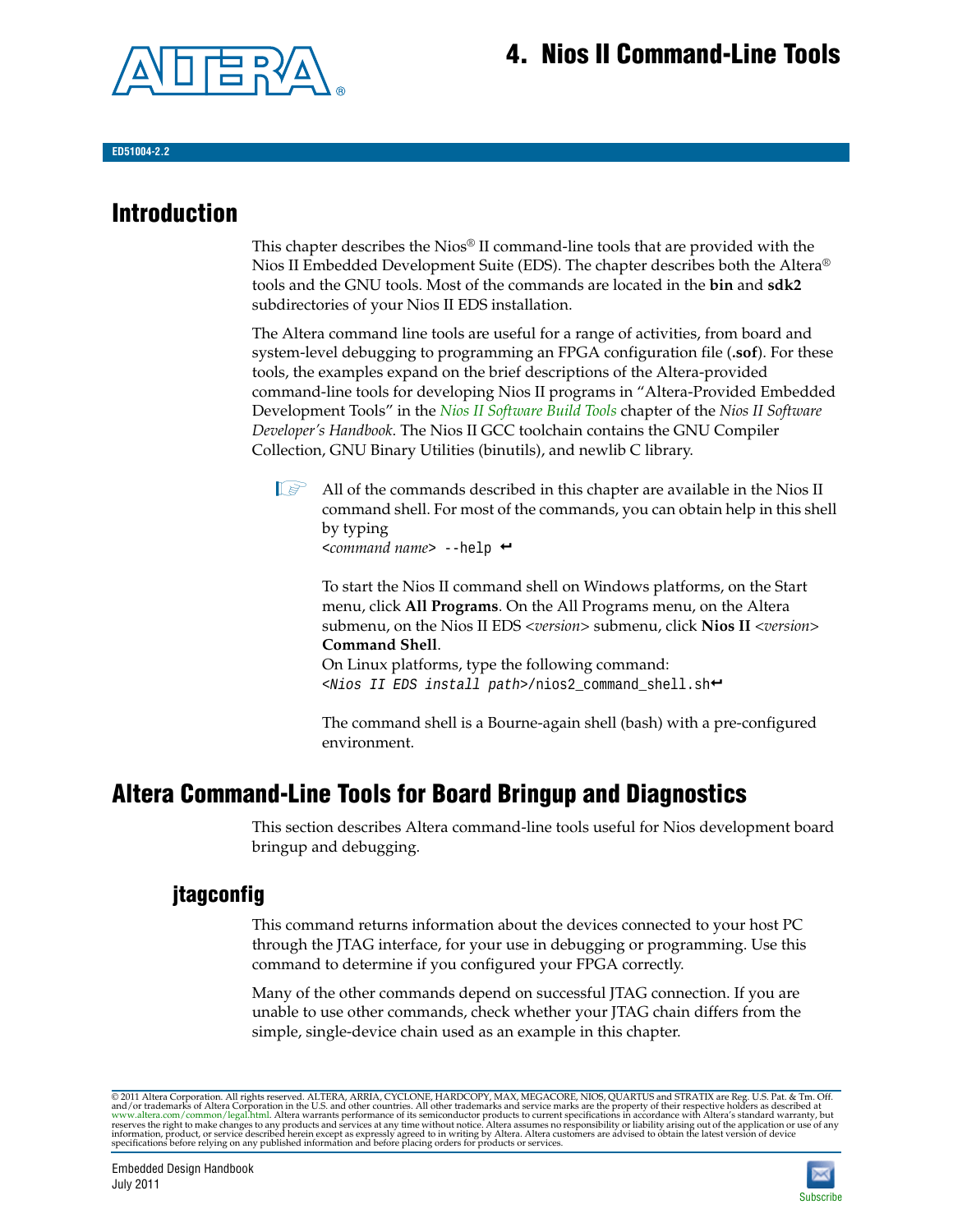# 4. Nios II Command-Line Tools

ED51004-2.2

## Introduction

This chapter describes the Nios® II command-line tools that are provided with the Nios II Embedded Development Suite (EDS). The chapter describes both the Altera® tools and the GNU tools. Most of the commands are located in the **bin** and **sdk2** subdirectories of your Nios II EDS installation.

The Altera command line tools are useful for a range of activities, from board and system-level debugging to programming an FPGA configuration file (**.sof**). For these tools, the examples expand on the brief descriptions of the Altera-provided command-line tools for developing Nios II programs in "Altera-Provided Embedded Development Tools" in the *Nios II Software Build Tools* chapter of the *Nios II Software Developer's Handbook*. The Nios II GCC toolchain contains the GNU Compiler Collection, GNU Binary Utilities (binutils), and newlib C library.

> All of the commands described in this chapter are available in the Nios II command shell. For most of the commands, you can obtain help in this shell by typing
> `<command name> --help` ↵
>
> To start the Nios II command shell on Windows platforms, on the Start menu, click **All Programs**. On the All Programs menu, on the Altera submenu, on the Nios II EDS *<version>* submenu, click **Nios II** *<version>* **Command Shell**.
> On Linux platforms, type the following command:
> `<Nios II EDS install path>/nios2_command_shell.sh` ↵
>
> The command shell is a Bourne-again shell (bash) with a pre-configured environment.

## Altera Command-Line Tools for Board Bringup and Diagnostics

This section describes Altera command-line tools useful for Nios development board bringup and debugging.

### jtagconfig

This command returns information about the devices connected to your host PC through the JTAG interface, for your use in debugging or programming. Use this command to determine if you configured your FPGA correctly.

Many of the other commands depend on successful JTAG connection. If you are unable to use other commands, check whether your JTAG chain differs from the simple, single-device chain used as an example in this chapter.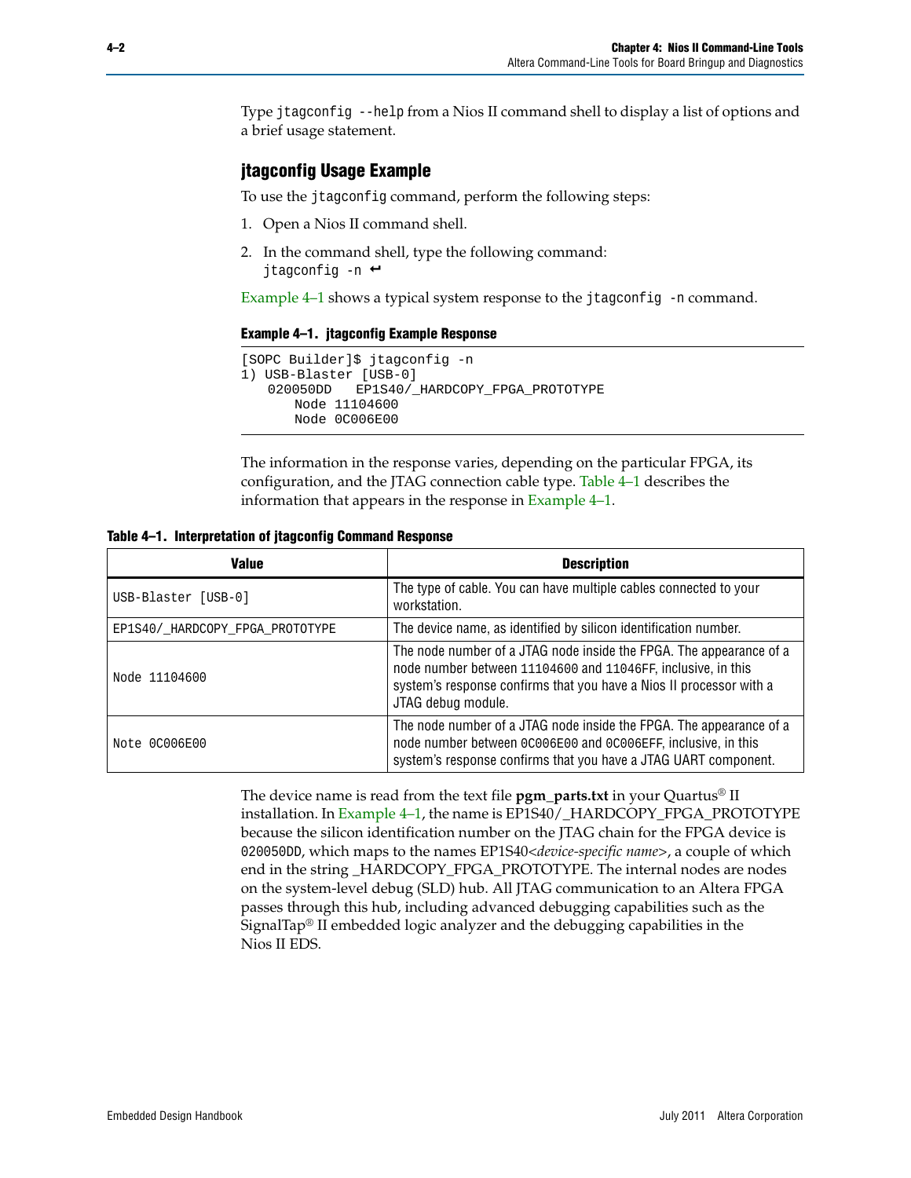Type `jtagconfig --help` from a Nios II command shell to display a list of options and a brief usage statement.

### jtagconfig Usage Example

To use the `jtagconfig` command, perform the following steps:

1. Open a Nios II command shell.
2. In the command shell, type the following command:
   `jtagconfig -n` ↵

Example 4–1 shows a typical system response to the `jtagconfig -n` command.

**Example 4–1. jtagconfig Example Response**

```
[SOPC Builder]$ jtagconfig -n
1) USB-Blaster [USB-0]
   020050DD   EP1S40/_HARDCOPY_FPGA_PROTOTYPE
      Node 11104600
      Node 0C006E00
```

The information in the response varies, depending on the particular FPGA, its configuration, and the JTAG connection cable type. Table 4–1 describes the information that appears in the response in Example 4–1.

**Table 4–1. Interpretation of jtagconfig Command Response**

| Value | Description |
|---|---|
| `USB-Blaster [USB-0]` | The type of cable. You can have multiple cables connected to your workstation. |
| `EP1S40/_HARDCOPY_FPGA_PROTOTYPE` | The device name, as identified by silicon identification number. |
| `Node 11104600` | The node number of a JTAG node inside the FPGA. The appearance of a node number between `11104600` and `11046FF`, inclusive, in this system's response confirms that you have a Nios II processor with a JTAG debug module. |
| `Note 0C006E00` | The node number of a JTAG node inside the FPGA. The appearance of a node number between `0C006E00` and `0C006EFF`, inclusive, in this system's response confirms that you have a JTAG UART component. |

The device name is read from the text file **pgm_parts.txt** in your Quartus® II installation. In Example 4–1, the name is EP1S40/_HARDCOPY_FPGA_PROTOTYPE because the silicon identification number on the JTAG chain for the FPGA device is `020050DD`, which maps to the names EP1S40<*device-specific name*>, a couple of which end in the string _HARDCOPY_FPGA_PROTOTYPE. The internal nodes are nodes on the system-level debug (SLD) hub. All JTAG communication to an Altera FPGA passes through this hub, including advanced debugging capabilities such as the SignalTap® II embedded logic analyzer and the debugging capabilities in the Nios II EDS.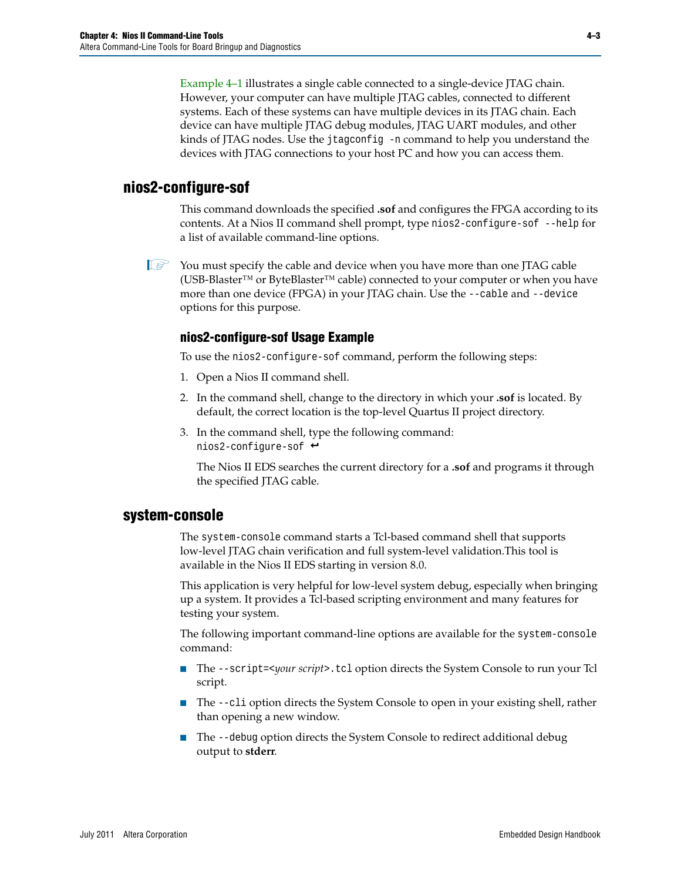Example 4–1 illustrates a single cable connected to a single-device JTAG chain. However, your computer can have multiple JTAG cables, connected to different systems. Each of these systems can have multiple devices in its JTAG chain. Each device can have multiple JTAG debug modules, JTAG UART modules, and other kinds of JTAG nodes. Use the `jtagconfig -n` command to help you understand the devices with JTAG connections to your host PC and how you can access them.

## nios2-configure-sof

This command downloads the specified **.sof** and configures the FPGA according to its contents. At a Nios II command shell prompt, type `nios2-configure-sof --help` for a list of available command-line options.

☞ You must specify the cable and device when you have more than one JTAG cable (USB-Blaster™ or ByteBlaster™ cable) connected to your computer or when you have more than one device (FPGA) in your JTAG chain. Use the `--cable` and `--device` options for this purpose.

### nios2-configure-sof Usage Example

To use the `nios2-configure-sof` command, perform the following steps:

1. Open a Nios II command shell.
2. In the command shell, change to the directory in which your **.sof** is located. By default, the correct location is the top-level Quartus II project directory.
3. In the command shell, type the following command:
   `nios2-configure-sof` ↵

   The Nios II EDS searches the current directory for a **.sof** and programs it through the specified JTAG cable.

## system-console

The `system-console` command starts a Tcl-based command shell that supports low-level JTAG chain verification and full system-level validation.This tool is available in the Nios II EDS starting in version 8.0.

This application is very helpful for low-level system debug, especially when bringing up a system. It provides a Tcl-based scripting environment and many features for testing your system.

The following important command-line options are available for the `system-console` command:

- The `--script=<`*your script*`>.tcl` option directs the System Console to run your Tcl script.
- The `--cli` option directs the System Console to open in your existing shell, rather than opening a new window.
- The `--debug` option directs the System Console to redirect additional debug output to **stderr**.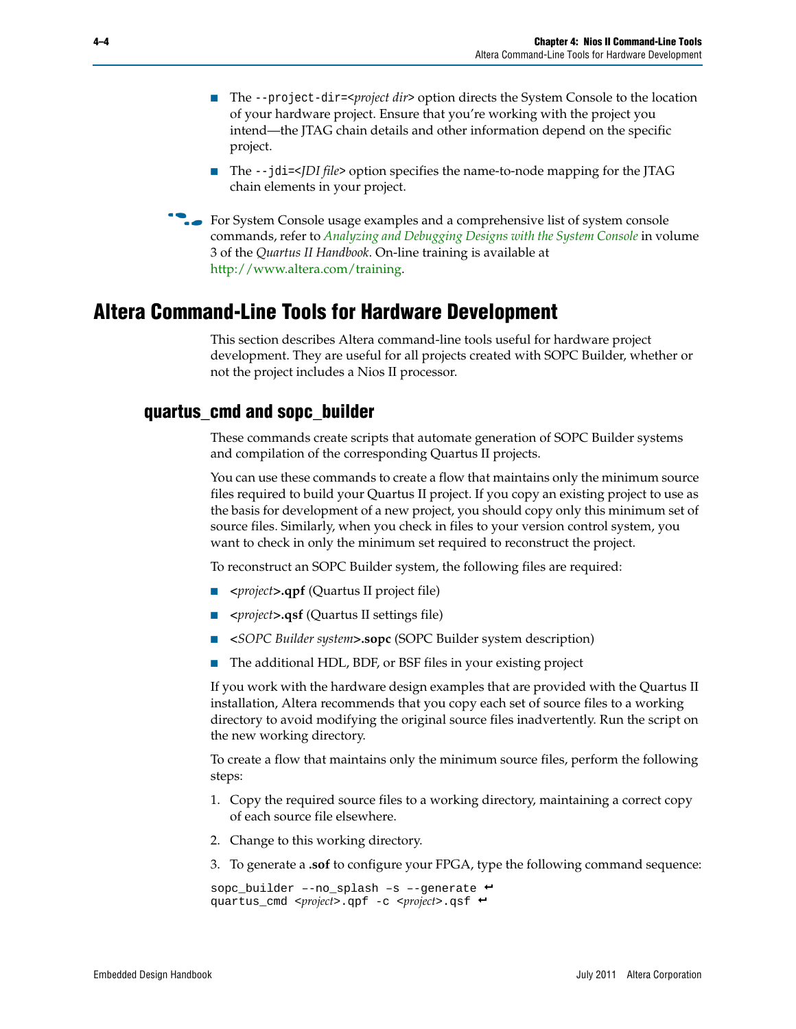- The `--project-dir=<project dir>` option directs the System Console to the location of your hardware project. Ensure that you're working with the project you intend—the JTAG chain details and other information depend on the specific project.
- The `--jdi=<JDI file>` option specifies the name-to-node mapping for the JTAG chain elements in your project.

For System Console usage examples and a comprehensive list of system console commands, refer to *Analyzing and Debugging Designs with the System Console* in volume 3 of the *Quartus II Handbook*. On-line training is available at http://www.altera.com/training.

# Altera Command-Line Tools for Hardware Development

This section describes Altera command-line tools useful for hardware project development. They are useful for all projects created with SOPC Builder, whether or not the project includes a Nios II processor.

## quartus_cmd and sopc_builder

These commands create scripts that automate generation of SOPC Builder systems and compilation of the corresponding Quartus II projects.

You can use these commands to create a flow that maintains only the minimum source files required to build your Quartus II project. If you copy an existing project to use as the basis for development of a new project, you should copy only this minimum set of source files. Similarly, when you check in files to your version control system, you want to check in only the minimum set required to reconstruct the project.

To reconstruct an SOPC Builder system, the following files are required:

- *<project>*.**qpf** (Quartus II project file)
- *<project>*.**qsf** (Quartus II settings file)
- *<SOPC Builder system>*.**sopc** (SOPC Builder system description)
- The additional HDL, BDF, or BSF files in your existing project

If you work with the hardware design examples that are provided with the Quartus II installation, Altera recommends that you copy each set of source files to a working directory to avoid modifying the original source files inadvertently. Run the script on the new working directory.

To create a flow that maintains only the minimum source files, perform the following steps:

1. Copy the required source files to a working directory, maintaining a correct copy of each source file elsewhere.
2. Change to this working directory.
3. To generate a **.sof** to configure your FPGA, type the following command sequence:

```
sopc_builder –-no_splash –s –-generate ↵
quartus_cmd <project>.qpf -c <project>.qsf ↵
```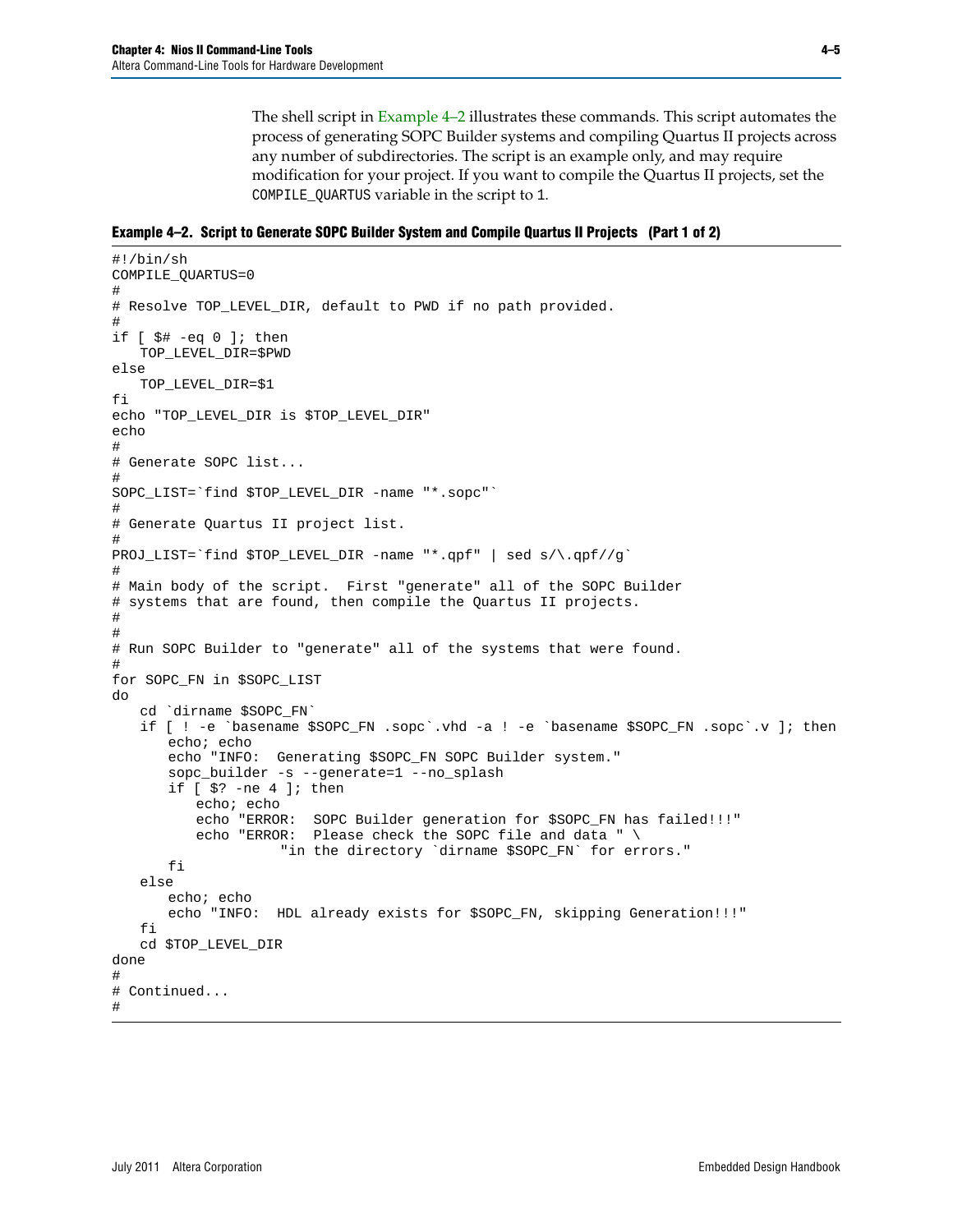The shell script in Example 4–2 illustrates these commands. This script automates the process of generating SOPC Builder systems and compiling Quartus II projects across any number of subdirectories. The script is an example only, and may require modification for your project. If you want to compile the Quartus II projects, set the `COMPILE_QUARTUS` variable in the script to `1`.

**Example 4–2. Script to Generate SOPC Builder System and Compile Quartus II Projects (Part 1 of 2)**

```
#!/bin/sh
COMPILE_QUARTUS=0
#
# Resolve TOP_LEVEL_DIR, default to PWD if no path provided.
#
if [ $# -eq 0 ]; then
    TOP_LEVEL_DIR=$PWD
else
    TOP_LEVEL_DIR=$1
fi
echo "TOP_LEVEL_DIR is $TOP_LEVEL_DIR"
echo
#
# Generate SOPC list...
#
SOPC_LIST=`find $TOP_LEVEL_DIR -name "*.sopc"`
#
# Generate Quartus II project list.
#
PROJ_LIST=`find $TOP_LEVEL_DIR -name "*.qpf" | sed s/\.qpf//g`
#
# Main body of the script.  First "generate" all of the SOPC Builder
# systems that are found, then compile the Quartus II projects.
#
#
# Run SOPC Builder to "generate" all of the systems that were found.
#
for SOPC_FN in $SOPC_LIST
do
    cd `dirname $SOPC_FN`
    if [ ! -e `basename $SOPC_FN .sopc`.vhd -a ! -e `basename $SOPC_FN .sopc`.v ]; then
        echo; echo
        echo "INFO:  Generating $SOPC_FN SOPC Builder system."
        sopc_builder -s --generate=1 --no_splash
        if [ $? -ne 4 ]; then
            echo; echo
            echo "ERROR:  SOPC Builder generation for $SOPC_FN has failed!!!"
            echo "ERROR:  Please check the SOPC file and data " \
                        "in the directory `dirname $SOPC_FN` for errors."
        fi
    else
        echo; echo
        echo "INFO:  HDL already exists for $SOPC_FN, skipping Generation!!!"
    fi
    cd $TOP_LEVEL_DIR
done
#
# Continued...
#
```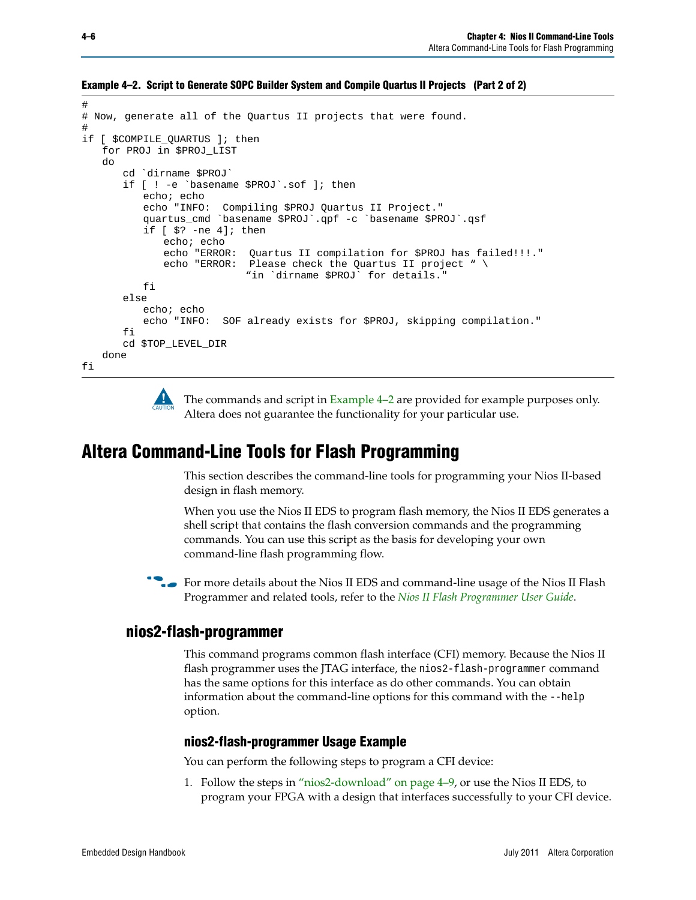**Example 4–2. Script to Generate SOPC Builder System and Compile Quartus II Projects (Part 2 of 2)**

```
#
# Now, generate all of the Quartus II projects that were found.
#
if [ $COMPILE_QUARTUS ]; then
    for PROJ in $PROJ_LIST
    do
        cd `dirname $PROJ`
        if [ ! -e `basename $PROJ`.sof ]; then
            echo; echo
            echo "INFO:  Compiling $PROJ Quartus II Project."
            quartus_cmd `basename $PROJ`.qpf -c `basename $PROJ`.qsf
            if [ $? -ne 4]; then
                echo; echo
                echo "ERROR:  Quartus II compilation for $PROJ has failed!!!."
                echo "ERROR:  Please check the Quartus II project " \
                        "in `dirname $PROJ` for details."
            fi
        else
            echo; echo
            echo "INFO:  SOF already exists for $PROJ, skipping compilation."
        fi
        cd $TOP_LEVEL_DIR
    done
fi
```

CAUTION: The commands and script in Example 4–2 are provided for example purposes only. Altera does not guarantee the functionality for your particular use.

# Altera Command-Line Tools for Flash Programming

This section describes the command-line tools for programming your Nios II-based design in flash memory.

When you use the Nios II EDS to program flash memory, the Nios II EDS generates a shell script that contains the flash conversion commands and the programming commands. You can use this script as the basis for developing your own command-line flash programming flow.

For more details about the Nios II EDS and command-line usage of the Nios II Flash Programmer and related tools, refer to the *Nios II Flash Programmer User Guide*.

## nios2-flash-programmer

This command programs common flash interface (CFI) memory. Because the Nios II flash programmer uses the JTAG interface, the `nios2-flash-programmer` command has the same options for this interface as do other commands. You can obtain information about the command-line options for this command with the `--help` option.

### nios2-flash-programmer Usage Example

You can perform the following steps to program a CFI device:

1. Follow the steps in "nios2-download" on page 4–9, or use the Nios II EDS, to program your FPGA with a design that interfaces successfully to your CFI device.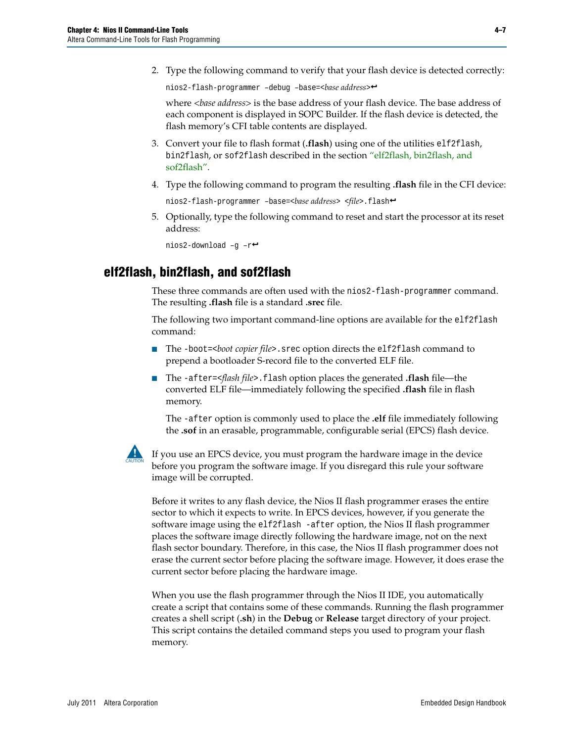2. Type the following command to verify that your flash device is detected correctly:

   ```
   nios2-flash-programmer –debug –base=<base address>↵
   ```

   where <*base address*> is the base address of your flash device. The base address of each component is displayed in SOPC Builder. If the flash device is detected, the flash memory's CFI table contents are displayed.

3. Convert your file to flash format (**.flash**) using one of the utilities `elf2flash`, `bin2flash`, or `sof2flash` described in the section "elf2flash, bin2flash, and sof2flash".

4. Type the following command to program the resulting **.flash** file in the CFI device:

   ```
   nios2-flash-programmer –base=<base address> <file>.flash↵
   ```

5. Optionally, type the following command to reset and start the processor at its reset address:

   ```
   nios2-download –g –r↵
   ```

## elf2flash, bin2flash, and sof2flash

These three commands are often used with the `nios2-flash-programmer` command. The resulting **.flash** file is a standard **.srec** file.

The following two important command-line options are available for the `elf2flash` command:

- The `-boot=<`*boot copier file*`>.srec` option directs the `elf2flash` command to prepend a bootloader S-record file to the converted ELF file.
- The `-after=<`*flash file*`>.flash` option places the generated **.flash** file—the converted ELF file—immediately following the specified **.flash** file in flash memory.

  The `-after` option is commonly used to place the **.elf** file immediately following the **.sof** in an erasable, programmable, configurable serial (EPCS) flash device.

CAUTION: If you use an EPCS device, you must program the hardware image in the device before you program the software image. If you disregard this rule your software image will be corrupted.

Before it writes to any flash device, the Nios II flash programmer erases the entire sector to which it expects to write. In EPCS devices, however, if you generate the software image using the `elf2flash -after` option, the Nios II flash programmer places the software image directly following the hardware image, not on the next flash sector boundary. Therefore, in this case, the Nios II flash programmer does not erase the current sector before placing the software image. However, it does erase the current sector before placing the hardware image.

When you use the flash programmer through the Nios II IDE, you automatically create a script that contains some of these commands. Running the flash programmer creates a shell script (**.sh**) in the **Debug** or **Release** target directory of your project. This script contains the detailed command steps you used to program your flash memory.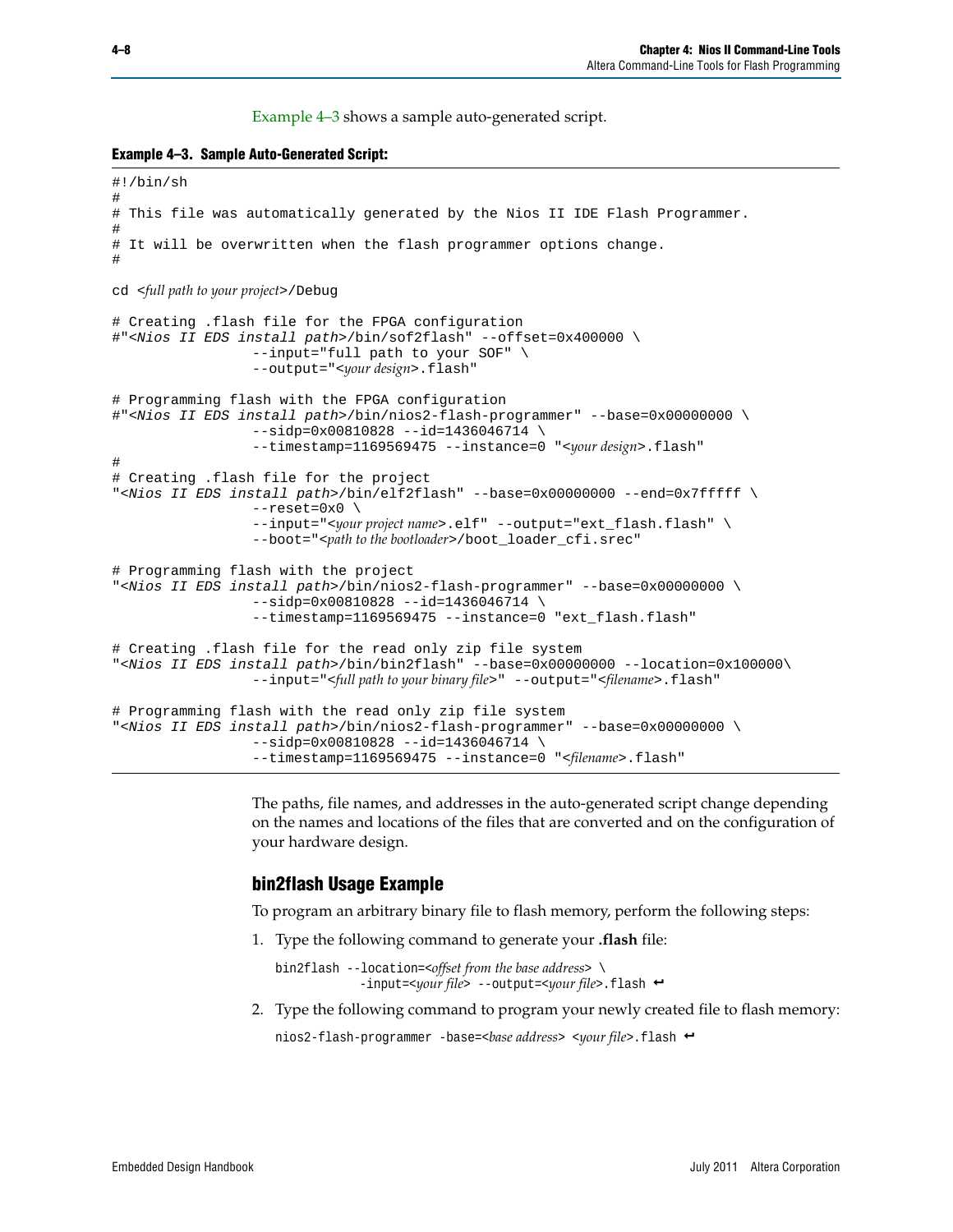Example 4–3 shows a sample auto-generated script.

**Example 4–3. Sample Auto-Generated Script:**

```
#!/bin/sh
#
# This file was automatically generated by the Nios II IDE Flash Programmer.
#
# It will be overwritten when the flash programmer options change.
#

cd <full path to your project>/Debug

# Creating .flash file for the FPGA configuration
#"<Nios II EDS install path>/bin/sof2flash" --offset=0x400000 \
                 --input="full path to your SOF" \
                 --output="<your design>.flash"

# Programming flash with the FPGA configuration
#"<Nios II EDS install path>/bin/nios2-flash-programmer" --base=0x00000000 \
                 --sidp=0x00810828 --id=1436046714 \
                 --timestamp=1169569475 --instance=0 "<your design>.flash"
#
# Creating .flash file for the project
"<Nios II EDS install path>/bin/elf2flash" --base=0x00000000 --end=0x7fffff \
                 --reset=0x0 \
                 --input="<your project name>.elf" --output="ext_flash.flash" \
                 --boot="<path to the bootloader>/boot_loader_cfi.srec"

# Programming flash with the project
"<Nios II EDS install path>/bin/nios2-flash-programmer" --base=0x00000000 \
                 --sidp=0x00810828 --id=1436046714 \
                 --timestamp=1169569475 --instance=0 "ext_flash.flash"

# Creating .flash file for the read only zip file system
"<Nios II EDS install path>/bin/bin2flash" --base=0x00000000 --location=0x100000\
                 --input="<full path to your binary file>" --output="<filename>.flash"

# Programming flash with the read only zip file system
"<Nios II EDS install path>/bin/nios2-flash-programmer" --base=0x00000000 \
                 --sidp=0x00810828 --id=1436046714 \
                 --timestamp=1169569475 --instance=0 "<filename>.flash"
```

The paths, file names, and addresses in the auto-generated script change depending on the names and locations of the files that are converted and on the configuration of your hardware design.

### bin2flash Usage Example

To program an arbitrary binary file to flash memory, perform the following steps:

1. Type the following command to generate your **.flash** file:

```
bin2flash --location=<offset from the base address> \
          -input=<your file> --output=<your file>.flash ↵
```

2. Type the following command to program your newly created file to flash memory:

```
nios2-flash-programmer -base=<base address> <your file>.flash ↵
```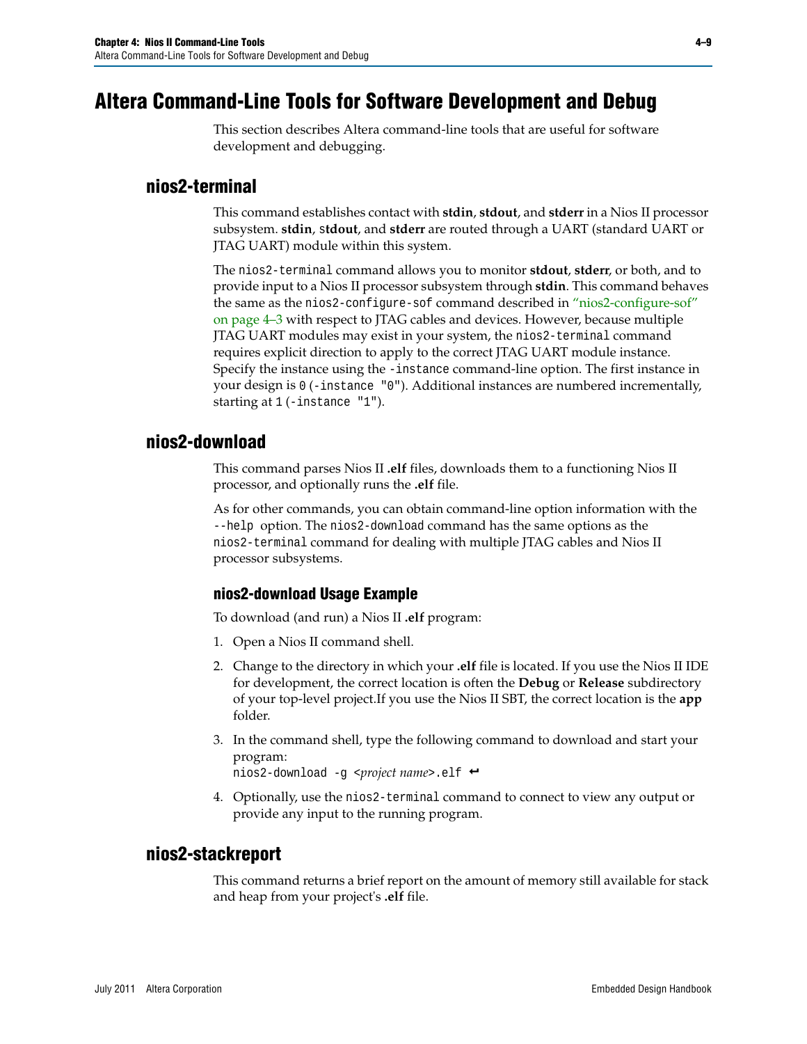# Altera Command-Line Tools for Software Development and Debug

This section describes Altera command-line tools that are useful for software development and debugging.

## nios2-terminal

This command establishes contact with **stdin**, **stdout**, and **stderr** in a Nios II processor subsystem. **stdin**, s**tdout**, and **stderr** are routed through a UART (standard UART or JTAG UART) module within this system.

The `nios2-terminal` command allows you to monitor **stdout**, **stderr**, or both, and to provide input to a Nios II processor subsystem through **stdin**. This command behaves the same as the `nios2-configure-sof` command described in "nios2-configure-sof" on page 4–3 with respect to JTAG cables and devices. However, because multiple JTAG UART modules may exist in your system, the `nios2-terminal` command requires explicit direction to apply to the correct JTAG UART module instance. Specify the instance using the `-instance` command-line option. The first instance in your design is `0` (`-instance "0"`). Additional instances are numbered incrementally, starting at `1` (`-instance "1"`).

## nios2-download

This command parses Nios II **.elf** files, downloads them to a functioning Nios II processor, and optionally runs the **.elf** file.

As for other commands, you can obtain command-line option information with the `--help` option. The `nios2-download` command has the same options as the `nios2-terminal` command for dealing with multiple JTAG cables and Nios II processor subsystems.

### nios2-download Usage Example

To download (and run) a Nios II **.elf** program:

1. Open a Nios II command shell.
2. Change to the directory in which your **.elf** file is located. If you use the Nios II IDE for development, the correct location is often the **Debug** or **Release** subdirectory of your top-level project.If you use the Nios II SBT, the correct location is the **app** folder.
3. In the command shell, type the following command to download and start your program:
   `nios2-download -g <`*project name*`>.elf` ↵
4. Optionally, use the `nios2-terminal` command to connect to view any output or provide any input to the running program.

## nios2-stackreport

This command returns a brief report on the amount of memory still available for stack and heap from your project's **.elf** file.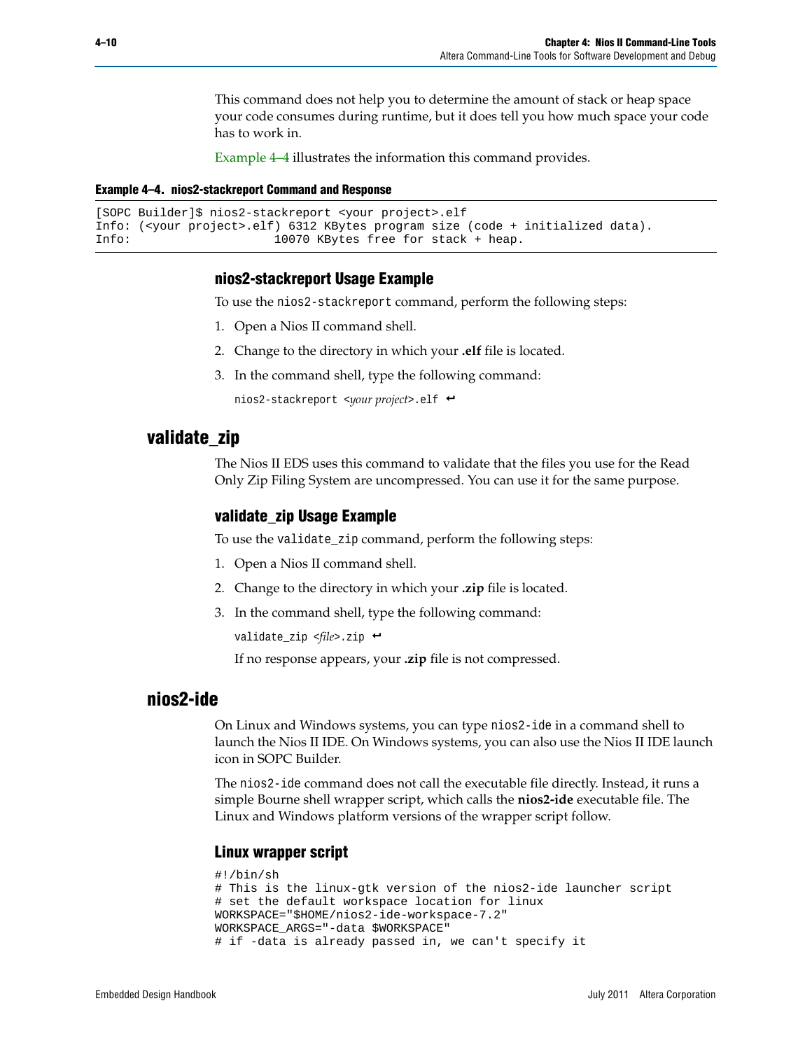This command does not help you to determine the amount of stack or heap space your code consumes during runtime, but it does tell you how much space your code has to work in.

Example 4–4 illustrates the information this command provides.

**Example 4–4. nios2-stackreport Command and Response**

```
[SOPC Builder]$ nios2-stackreport <your project>.elf
Info: (<your project>.elf) 6312 KBytes program size (code + initialized data).
Info:                     10070 KBytes free for stack + heap.
```

### nios2-stackreport Usage Example

To use the `nios2-stackreport` command, perform the following steps:

1. Open a Nios II command shell.
2. Change to the directory in which your **.elf** file is located.
3. In the command shell, type the following command:

   `nios2-stackreport <`*your project*`>.elf` ↵

## validate_zip

The Nios II EDS uses this command to validate that the files you use for the Read Only Zip Filing System are uncompressed. You can use it for the same purpose.

### validate_zip Usage Example

To use the `validate_zip` command, perform the following steps:

1. Open a Nios II command shell.
2. Change to the directory in which your **.zip** file is located.
3. In the command shell, type the following command:

   `validate_zip <`*file*`>.zip` ↵

   If no response appears, your **.zip** file is not compressed.

## nios2-ide

On Linux and Windows systems, you can type `nios2-ide` in a command shell to launch the Nios II IDE. On Windows systems, you can also use the Nios II IDE launch icon in SOPC Builder.

The `nios2-ide` command does not call the executable file directly. Instead, it runs a simple Bourne shell wrapper script, which calls the **nios2-ide** executable file. The Linux and Windows platform versions of the wrapper script follow.

### Linux wrapper script

```
#!/bin/sh
# This is the linux-gtk version of the nios2-ide launcher script
# set the default workspace location for linux
WORKSPACE="$HOME/nios2-ide-workspace-7.2"
WORKSPACE_ARGS="-data $WORKSPACE"
# if -data is already passed in, we can't specify it
```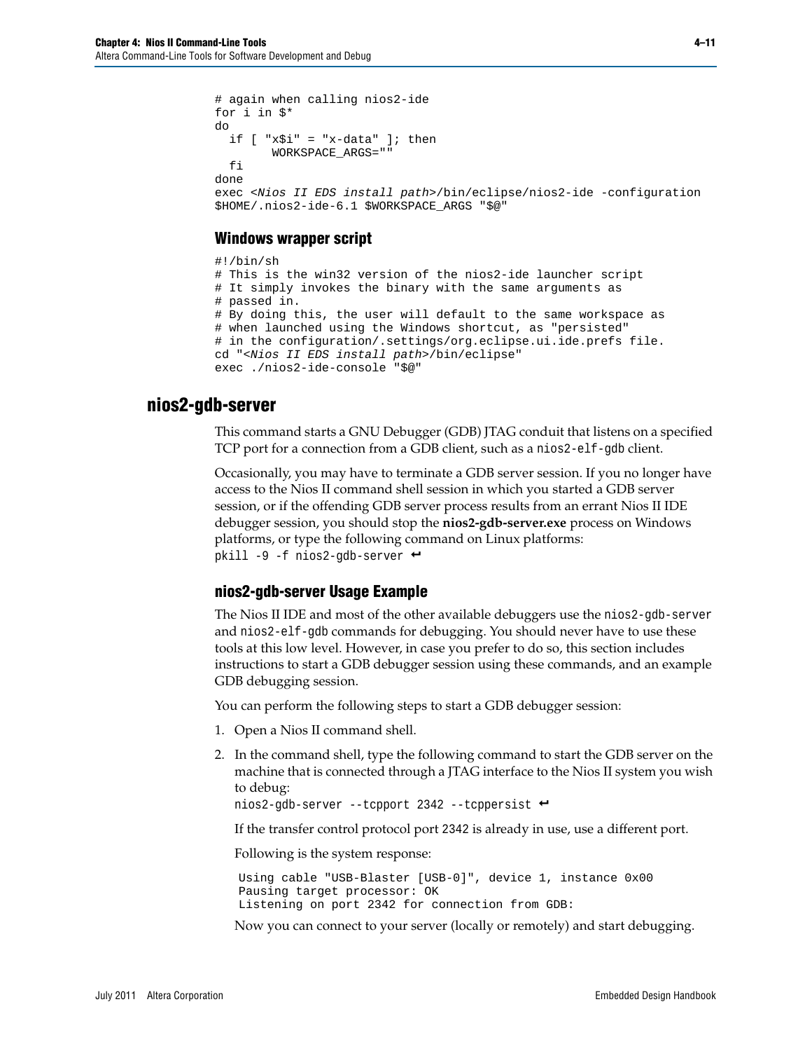```
# again when calling nios2-ide
for i in $*
do
  if [ "x$i" = "x-data" ]; then
        WORKSPACE_ARGS=""
  fi
done
exec <Nios II EDS install path>/bin/eclipse/nios2-ide -configuration
$HOME/.nios2-ide-6.1 $WORKSPACE_ARGS "$@"
```

### Windows wrapper script

```
#!/bin/sh
# This is the win32 version of the nios2-ide launcher script
# It simply invokes the binary with the same arguments as
# passed in.
# By doing this, the user will default to the same workspace as
# when launched using the Windows shortcut, as "persisted"
# in the configuration/.settings/org.eclipse.ui.ide.prefs file.
cd "<Nios II EDS install path>/bin/eclipse"
exec ./nios2-ide-console "$@"
```

## nios2-gdb-server

This command starts a GNU Debugger (GDB) JTAG conduit that listens on a specified TCP port for a connection from a GDB client, such as a `nios2-elf-gdb` client.

Occasionally, you may have to terminate a GDB server session. If you no longer have access to the Nios II command shell session in which you started a GDB server session, or if the offending GDB server process results from an errant Nios II IDE debugger session, you should stop the **nios2-gdb-server.exe** process on Windows platforms, or type the following command on Linux platforms:
`pkill -9 -f nios2-gdb-server` ↵

### nios2-gdb-server Usage Example

The Nios II IDE and most of the other available debuggers use the `nios2-gdb-server` and `nios2-elf-gdb` commands for debugging. You should never have to use these tools at this low level. However, in case you prefer to do so, this section includes instructions to start a GDB debugger session using these commands, and an example GDB debugging session.

You can perform the following steps to start a GDB debugger session:

1. Open a Nios II command shell.
2. In the command shell, type the following command to start the GDB server on the machine that is connected through a JTAG interface to the Nios II system you wish to debug:
   `nios2-gdb-server --tcpport 2342 --tcppersist` ↵

   If the transfer control protocol port 2342 is already in use, use a different port.

   Following is the system response:

   ```
   Using cable "USB-Blaster [USB-0]", device 1, instance 0x00
   Pausing target processor: OK
   Listening on port 2342 for connection from GDB:
   ```

   Now you can connect to your server (locally or remotely) and start debugging.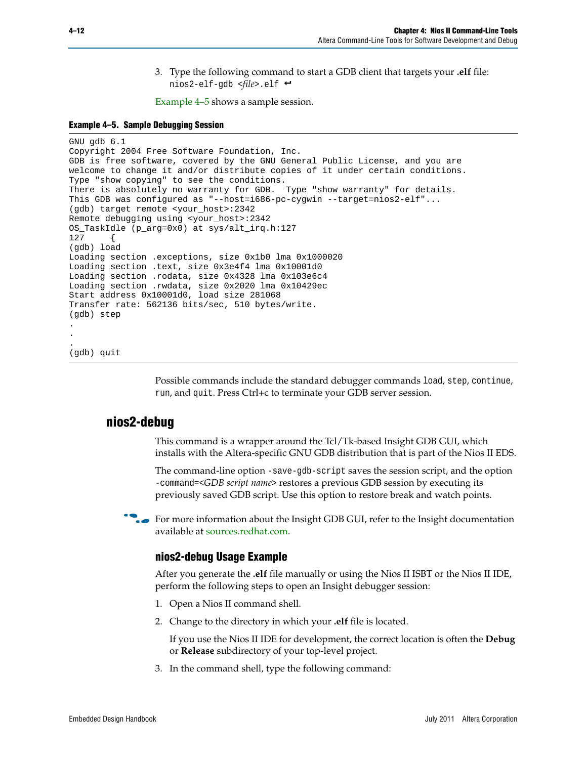3. Type the following command to start a GDB client that targets your **.elf** file:
   `nios2-elf-gdb <file>.elf ↵`

   Example 4–5 shows a sample session.

**Example 4–5. Sample Debugging Session**

```
GNU gdb 6.1
Copyright 2004 Free Software Foundation, Inc.
GDB is free software, covered by the GNU General Public License, and you are
welcome to change it and/or distribute copies of it under certain conditions.
Type "show copying" to see the conditions.
There is absolutely no warranty for GDB.  Type "show warranty" for details.
This GDB was configured as "--host=i686-pc-cygwin --target=nios2-elf"...
(gdb) target remote <your_host>:2342
Remote debugging using <your_host>:2342
OS_TaskIdle (p_arg=0x0) at sys/alt_irq.h:127
127     {
(gdb) load
Loading section .exceptions, size 0x1b0 lma 0x1000020
Loading section .text, size 0x3e4f4 lma 0x10001d0
Loading section .rodata, size 0x4328 lma 0x103e6c4
Loading section .rwdata, size 0x2020 lma 0x10429ec
Start address 0x10001d0, load size 281068
Transfer rate: 562136 bits/sec, 510 bytes/write.
(gdb) step
.
.
.
(gdb) quit
```

Possible commands include the standard debugger commands `load`, `step`, `continue`, `run`, and `quit`. Press Ctrl+c to terminate your GDB server session.

## nios2-debug

This command is a wrapper around the Tcl/Tk-based Insight GDB GUI, which installs with the Altera-specific GNU GDB distribution that is part of the Nios II EDS.

The command-line option `-save-gdb-script` saves the session script, and the option `-command=<GDB script name>` restores a previous GDB session by executing its previously saved GDB script. Use this option to restore break and watch points.

For more information about the Insight GDB GUI, refer to the Insight documentation available at sources.redhat.com.

### nios2-debug Usage Example

After you generate the **.elf** file manually or using the Nios II ISBT or the Nios II IDE, perform the following steps to open an Insight debugger session:

1. Open a Nios II command shell.
2. Change to the directory in which your **.elf** file is located.

   If you use the Nios II IDE for development, the correct location is often the **Debug** or **Release** subdirectory of your top-level project.

3. In the command shell, type the following command: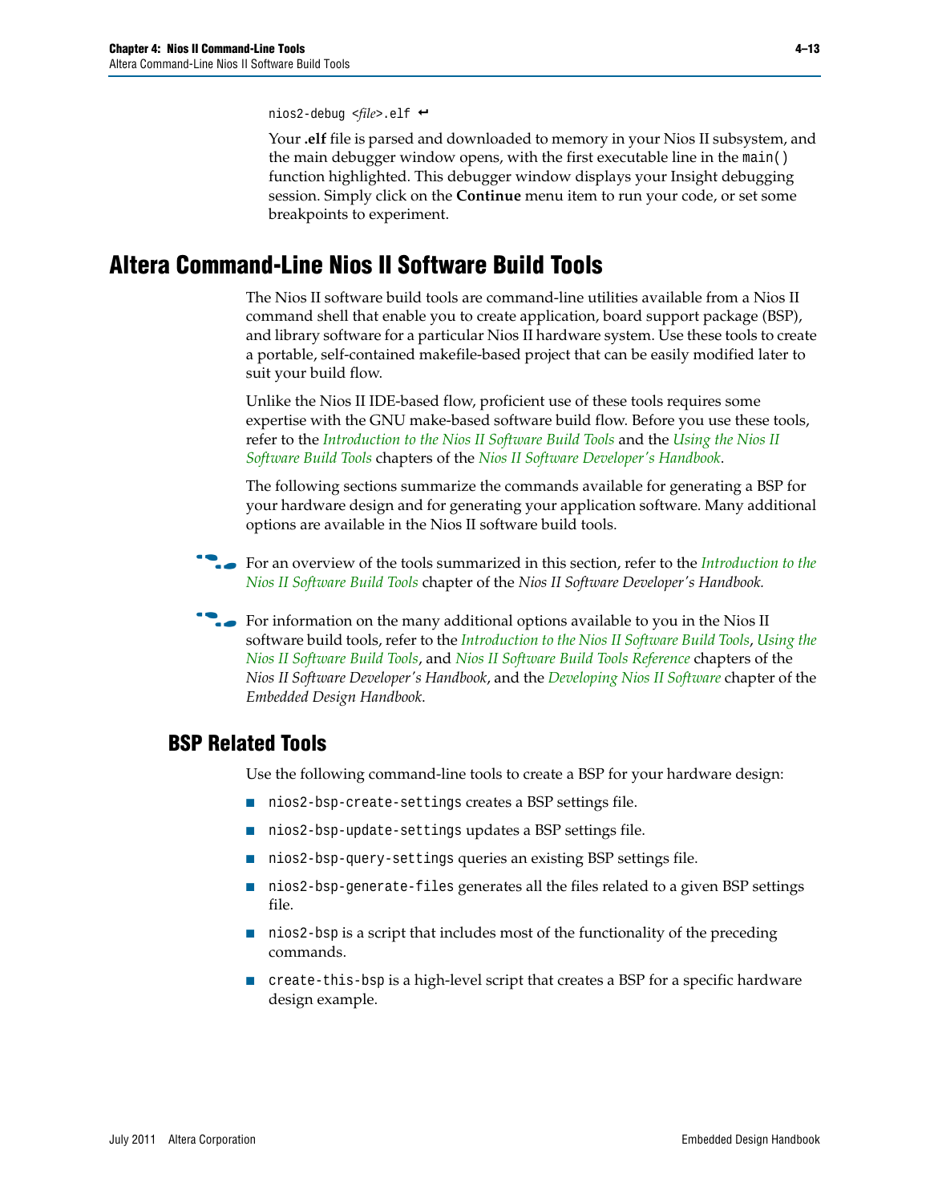```
nios2-debug <file>.elf ↵
```

Your **.elf** file is parsed and downloaded to memory in your Nios II subsystem, and the main debugger window opens, with the first executable line in the `main()` function highlighted. This debugger window displays your Insight debugging session. Simply click on the **Continue** menu item to run your code, or set some breakpoints to experiment.

# Altera Command-Line Nios II Software Build Tools

The Nios II software build tools are command-line utilities available from a Nios II command shell that enable you to create application, board support package (BSP), and library software for a particular Nios II hardware system. Use these tools to create a portable, self-contained makefile-based project that can be easily modified later to suit your build flow.

Unlike the Nios II IDE-based flow, proficient use of these tools requires some expertise with the GNU make-based software build flow. Before you use these tools, refer to the *Introduction to the Nios II Software Build Tools* and the *Using the Nios II Software Build Tools* chapters of the *Nios II Software Developer's Handbook*.

The following sections summarize the commands available for generating a BSP for your hardware design and for generating your application software. Many additional options are available in the Nios II software build tools.

For an overview of the tools summarized in this section, refer to the *Introduction to the Nios II Software Build Tools* chapter of the *Nios II Software Developer's Handbook.*

For information on the many additional options available to you in the Nios II software build tools, refer to the *Introduction to the Nios II Software Build Tools*, *Using the Nios II Software Build Tools*, and *Nios II Software Build Tools Reference* chapters of the *Nios II Software Developer's Handbook*, and the *Developing Nios II Software* chapter of the *Embedded Design Handbook*.

## BSP Related Tools

Use the following command-line tools to create a BSP for your hardware design:

- `nios2-bsp-create-settings` creates a BSP settings file.
- `nios2-bsp-update-settings` updates a BSP settings file.
- `nios2-bsp-query-settings` queries an existing BSP settings file.
- `nios2-bsp-generate-files` generates all the files related to a given BSP settings file.
- `nios2-bsp` is a script that includes most of the functionality of the preceding commands.
- `create-this-bsp` is a high-level script that creates a BSP for a specific hardware design example.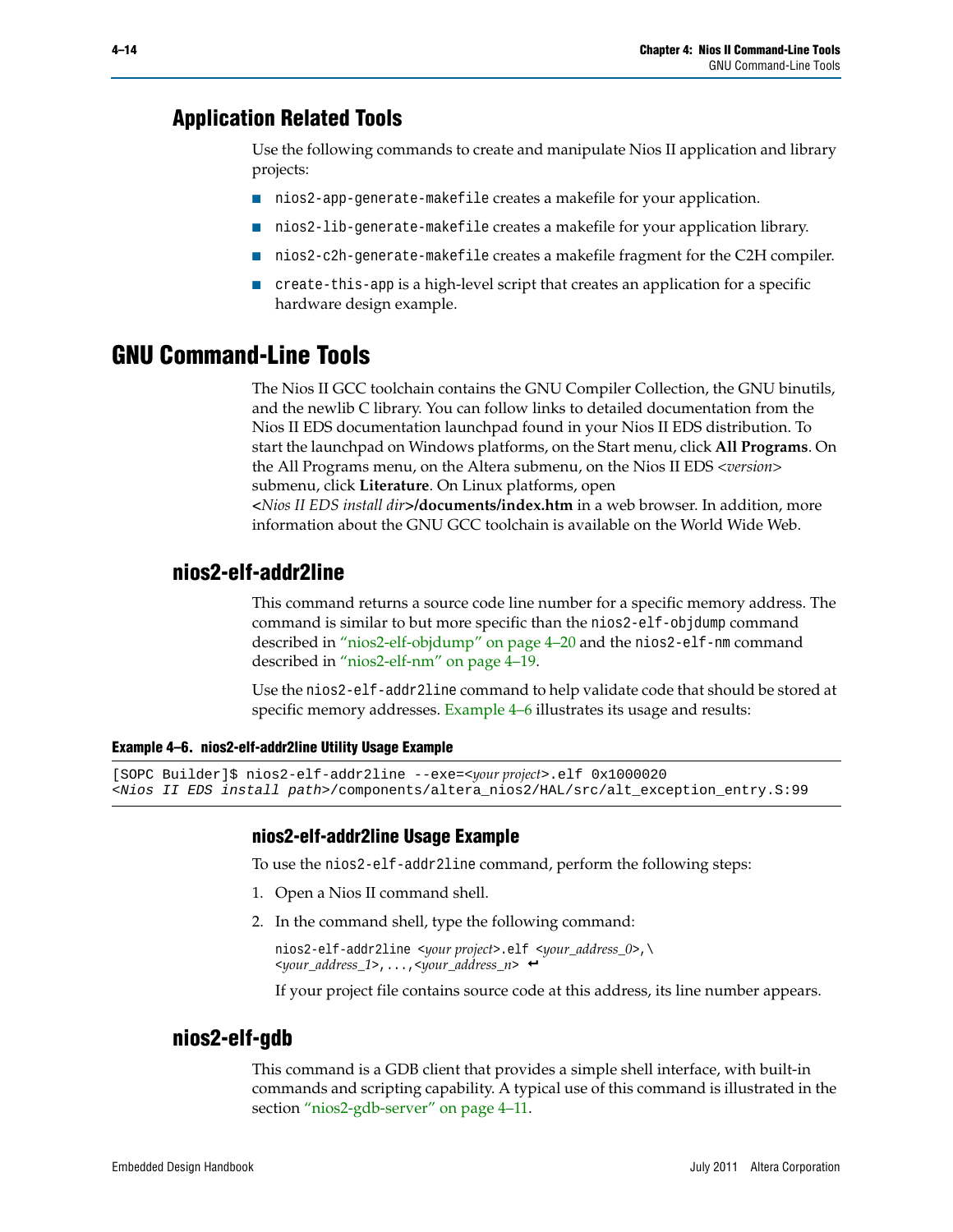## Application Related Tools

Use the following commands to create and manipulate Nios II application and library projects:

- `nios2-app-generate-makefile` creates a makefile for your application.
- `nios2-lib-generate-makefile` creates a makefile for your application library.
- `nios2-c2h-generate-makefile` creates a makefile fragment for the C2H compiler.
- `create-this-app` is a high-level script that creates an application for a specific hardware design example.

# GNU Command-Line Tools

The Nios II GCC toolchain contains the GNU Compiler Collection, the GNU binutils, and the newlib C library. You can follow links to detailed documentation from the Nios II EDS documentation launchpad found in your Nios II EDS distribution. To start the launchpad on Windows platforms, on the Start menu, click **All Programs**. On the All Programs menu, on the Altera submenu, on the Nios II EDS *<version>* submenu, click **Literature**. On Linux platforms, open **<***Nios II EDS install dir***>/documents/index.htm** in a web browser. In addition, more information about the GNU GCC toolchain is available on the World Wide Web.

## nios2-elf-addr2line

This command returns a source code line number for a specific memory address. The command is similar to but more specific than the `nios2-elf-objdump` command described in "nios2-elf-objdump" on page 4–20 and the `nios2-elf-nm` command described in "nios2-elf-nm" on page 4–19.

Use the `nios2-elf-addr2line` command to help validate code that should be stored at specific memory addresses. Example 4–6 illustrates its usage and results:

**Example 4–6. nios2-elf-addr2line Utility Usage Example**

```
[SOPC Builder]$ nios2-elf-addr2line --exe=<your project>.elf 0x1000020
<Nios II EDS install path>/components/altera_nios2/HAL/src/alt_exception_entry.S:99
```

### nios2-elf-addr2line Usage Example

To use the `nios2-elf-addr2line` command, perform the following steps:

1. Open a Nios II command shell.
2. In the command shell, type the following command:

   ```
   nios2-elf-addr2line <your project>.elf <your_address_0>,\
   <your_address_1>,...,<your_address_n> ↵
   ```

   If your project file contains source code at this address, its line number appears.

## nios2-elf-gdb

This command is a GDB client that provides a simple shell interface, with built-in commands and scripting capability. A typical use of this command is illustrated in the section "nios2-gdb-server" on page 4–11.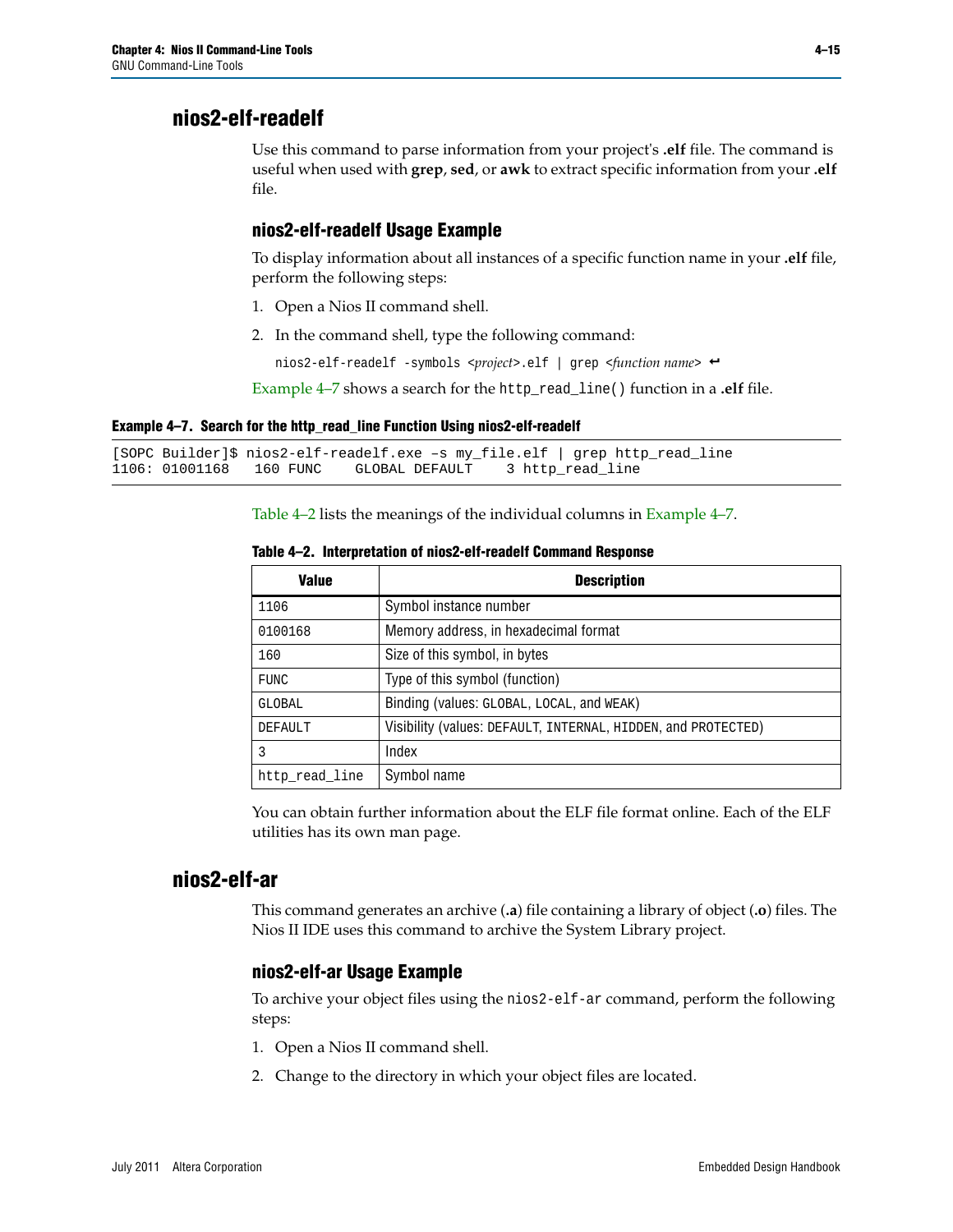## nios2-elf-readelf

Use this command to parse information from your project's **.elf** file. The command is useful when used with **grep**, **sed**, or **awk** to extract specific information from your **.elf** file.

### nios2-elf-readelf Usage Example

To display information about all instances of a specific function name in your **.elf** file, perform the following steps:

1. Open a Nios II command shell.
2. In the command shell, type the following command:

   nios2-elf-readelf -symbols <*project*>.elf | grep <*function name*> ↵

Example 4–7 shows a search for the `http_read_line()` function in a **.elf** file.

**Example 4–7. Search for the http_read_line Function Using nios2-elf-readelf**

```
[SOPC Builder]$ nios2-elf-readelf.exe –s my_file.elf | grep http_read_line
1106: 01001168   160 FUNC    GLOBAL DEFAULT    3 http_read_line
```

Table 4–2 lists the meanings of the individual columns in Example 4–7.

**Table 4–2. Interpretation of nios2-elf-readelf Command Response**

| Value | Description |
|---|---|
| 1106 | Symbol instance number |
| 0100168 | Memory address, in hexadecimal format |
| 160 | Size of this symbol, in bytes |
| FUNC | Type of this symbol (function) |
| GLOBAL | Binding (values: GLOBAL, LOCAL, and WEAK) |
| DEFAULT | Visibility (values: DEFAULT, INTERNAL, HIDDEN, and PROTECTED) |
| 3 | Index |
| http_read_line | Symbol name |

You can obtain further information about the ELF file format online. Each of the ELF utilities has its own man page.

## nios2-elf-ar

This command generates an archive (**.a**) file containing a library of object (**.o**) files. The Nios II IDE uses this command to archive the System Library project.

### nios2-elf-ar Usage Example

To archive your object files using the `nios2-elf-ar` command, perform the following steps:

1. Open a Nios II command shell.
2. Change to the directory in which your object files are located.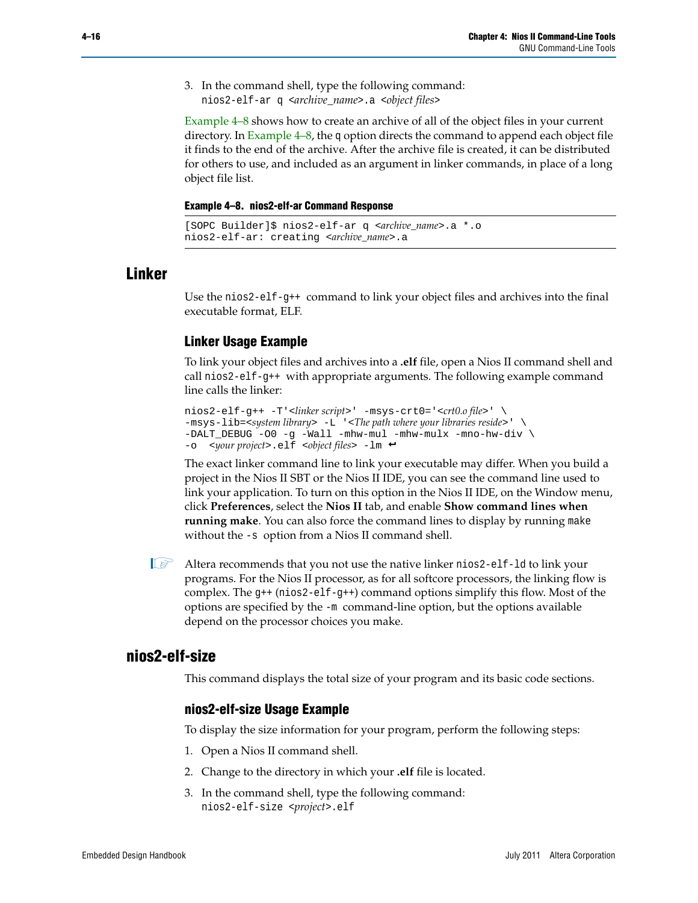3. In the command shell, type the following command:
   `nios2-elf-ar q <archive_name>.a <object files>`

Example 4–8 shows how to create an archive of all of the object files in your current directory. In Example 4–8, the `q` option directs the command to append each object file it finds to the end of the archive. After the archive file is created, it can be distributed for others to use, and included as an argument in linker commands, in place of a long object file list.

**Example 4–8. nios2-elf-ar Command Response**

```
[SOPC Builder]$ nios2-elf-ar q <archive_name>.a *.o
nios2-elf-ar: creating <archive_name>.a
```

## Linker

Use the `nios2-elf-g++` command to link your object files and archives into the final executable format, ELF.

### Linker Usage Example

To link your object files and archives into a **.elf** file, open a Nios II command shell and call `nios2-elf-g++` with appropriate arguments. The following example command line calls the linker:

```
nios2-elf-g++ -T'<linker script>' -msys-crt0='<crt0.o file>' \
-msys-lib=<system library> -L '<The path where your libraries reside>' \
-DALT_DEBUG -O0 -g -Wall -mhw-mul -mhw-mulx -mno-hw-div \
-o  <your project>.elf <object files> -lm ↵
```

The exact linker command line to link your executable may differ. When you build a project in the Nios II SBT or the Nios II IDE, you can see the command line used to link your application. To turn on this option in the Nios II IDE, on the Window menu, click **Preferences**, select the **Nios II** tab, and enable **Show command lines when running make**. You can also force the command lines to display by running `make` without the `-s` option from a Nios II command shell.

☞ Altera recommends that you not use the native linker `nios2-elf-ld` to link your programs. For the Nios II processor, as for all softcore processors, the linking flow is complex. The `g++` (`nios2-elf-g++`) command options simplify this flow. Most of the options are specified by the `-m` command-line option, but the options available depend on the processor choices you make.

## nios2-elf-size

This command displays the total size of your program and its basic code sections.

### nios2-elf-size Usage Example

To display the size information for your program, perform the following steps:

1. Open a Nios II command shell.
2. Change to the directory in which your **.elf** file is located.
3. In the command shell, type the following command:
   `nios2-elf-size <project>.elf`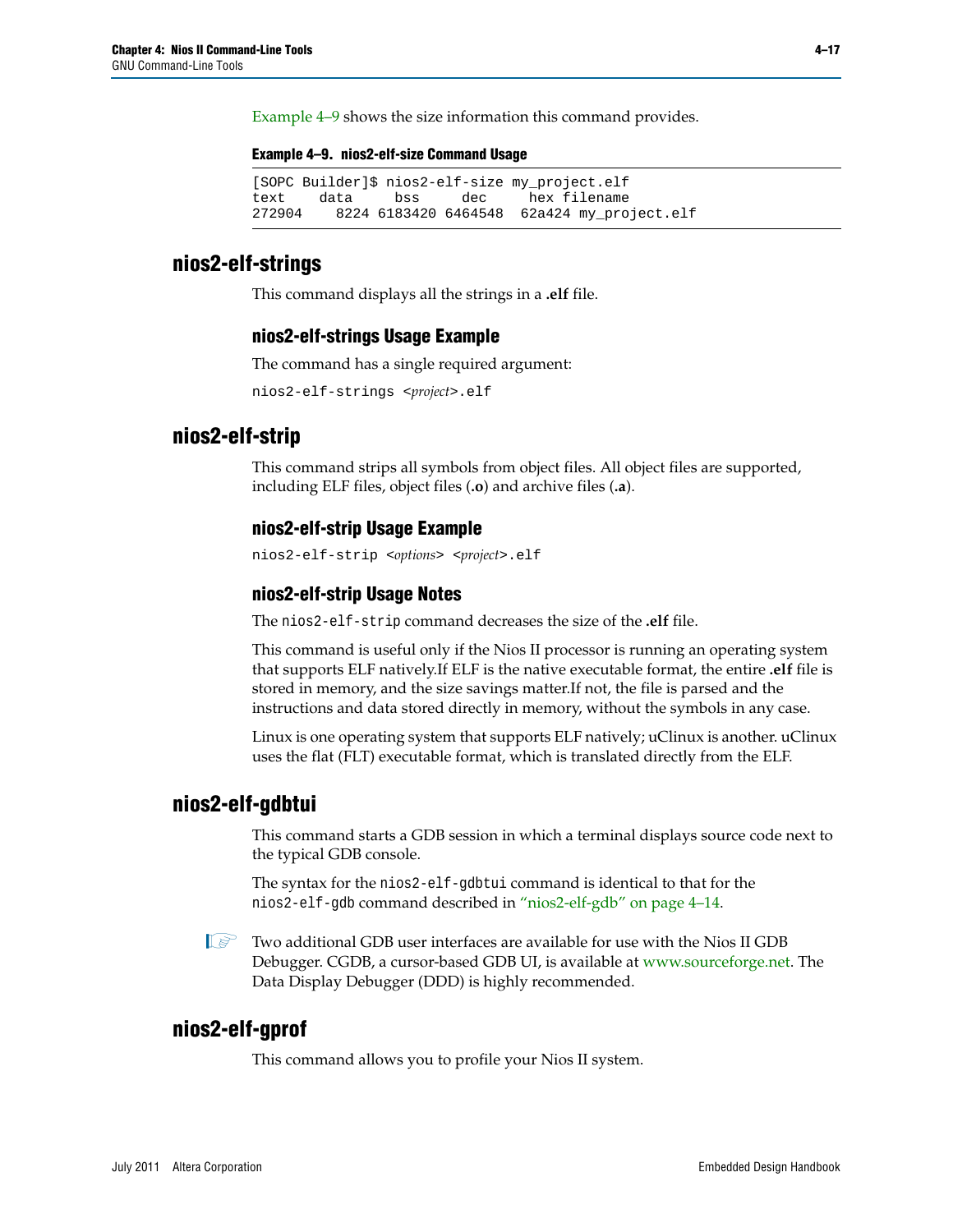Example 4–9 shows the size information this command provides.

**Example 4–9. nios2-elf-size Command Usage**

```
[SOPC Builder]$ nios2-elf-size my_project.elf
text    data     bss     dec     hex filename
272904    8224 6183420 6464548  62a424 my_project.elf
```

## nios2-elf-strings

This command displays all the strings in a **.elf** file.

### nios2-elf-strings Usage Example

The command has a single required argument:

`nios2-elf-strings <project>.elf`

## nios2-elf-strip

This command strips all symbols from object files. All object files are supported, including ELF files, object files (**.o**) and archive files (**.a**).

### nios2-elf-strip Usage Example

`nios2-elf-strip <options> <project>.elf`

### nios2-elf-strip Usage Notes

The `nios2-elf-strip` command decreases the size of the **.elf** file.

This command is useful only if the Nios II processor is running an operating system that supports ELF natively.If ELF is the native executable format, the entire **.elf** file is stored in memory, and the size savings matter.If not, the file is parsed and the instructions and data stored directly in memory, without the symbols in any case.

Linux is one operating system that supports ELF natively; uClinux is another. uClinux uses the flat (FLT) executable format, which is translated directly from the ELF.

## nios2-elf-gdbtui

This command starts a GDB session in which a terminal displays source code next to the typical GDB console.

The syntax for the `nios2-elf-gdbtui` command is identical to that for the `nios2-elf-gdb` command described in "nios2-elf-gdb" on page 4–14.

Two additional GDB user interfaces are available for use with the Nios II GDB Debugger. CGDB, a cursor-based GDB UI, is available at www.sourceforge.net. The Data Display Debugger (DDD) is highly recommended.

## nios2-elf-gprof

This command allows you to profile your Nios II system.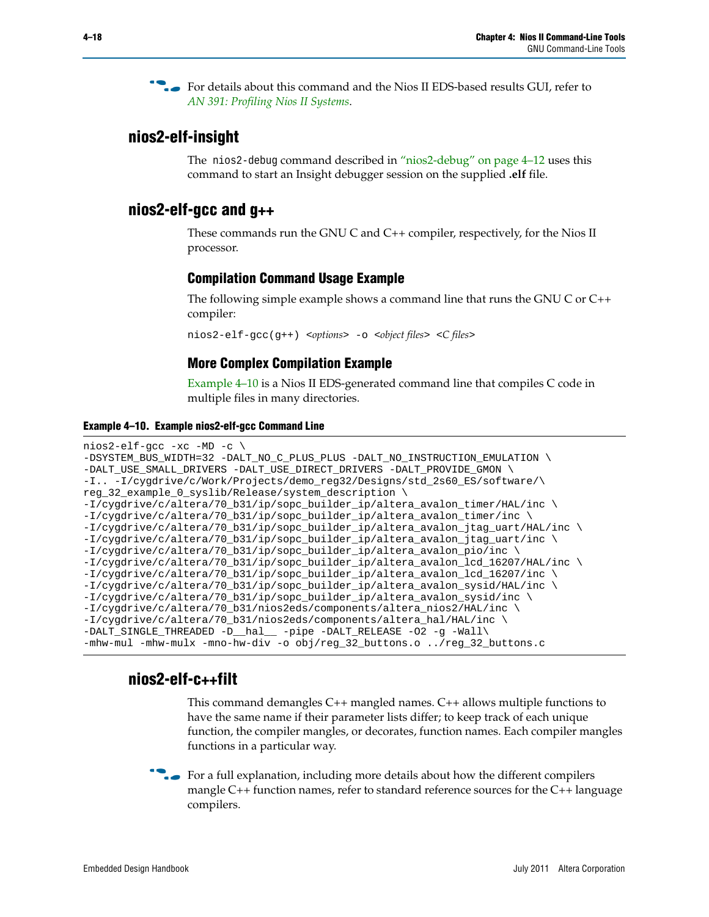For details about this command and the Nios II EDS-based results GUI, refer to *AN 391: Profiling Nios II Systems*.

## nios2-elf-insight

The `nios2-debug` command described in "nios2-debug" on page 4–12 uses this command to start an Insight debugger session on the supplied **.elf** file.

## nios2-elf-gcc and g++

These commands run the GNU C and C++ compiler, respectively, for the Nios II processor.

### Compilation Command Usage Example

The following simple example shows a command line that runs the GNU C or C++ compiler:

`nios2-elf-gcc(g++)` <*options*> `-o` <*object files*> <*C files*>

### More Complex Compilation Example

Example 4–10 is a Nios II EDS-generated command line that compiles C code in multiple files in many directories.

**Example 4–10. Example nios2-elf-gcc Command Line**

```
nios2-elf-gcc -xc -MD -c \
-DSYSTEM_BUS_WIDTH=32 -DALT_NO_C_PLUS_PLUS -DALT_NO_INSTRUCTION_EMULATION \
-DALT_USE_SMALL_DRIVERS -DALT_USE_DIRECT_DRIVERS -DALT_PROVIDE_GMON \
-I.. -I/cygdrive/c/Work/Projects/demo_reg32/Designs/std_2s60_ES/software/\
reg_32_example_0_syslib/Release/system_description \
-I/cygdrive/c/altera/70_b31/ip/sopc_builder_ip/altera_avalon_timer/HAL/inc \
-I/cygdrive/c/altera/70_b31/ip/sopc_builder_ip/altera_avalon_timer/inc \
-I/cygdrive/c/altera/70_b31/ip/sopc_builder_ip/altera_avalon_jtag_uart/HAL/inc \
-I/cygdrive/c/altera/70_b31/ip/sopc_builder_ip/altera_avalon_jtag_uart/inc \
-I/cygdrive/c/altera/70_b31/ip/sopc_builder_ip/altera_avalon_pio/inc \
-I/cygdrive/c/altera/70_b31/ip/sopc_builder_ip/altera_avalon_lcd_16207/HAL/inc \
-I/cygdrive/c/altera/70_b31/ip/sopc_builder_ip/altera_avalon_lcd_16207/inc \
-I/cygdrive/c/altera/70_b31/ip/sopc_builder_ip/altera_avalon_sysid/HAL/inc \
-I/cygdrive/c/altera/70_b31/ip/sopc_builder_ip/altera_avalon_sysid/inc \
-I/cygdrive/c/altera/70_b31/nios2eds/components/altera_nios2/HAL/inc \
-I/cygdrive/c/altera/70_b31/nios2eds/components/altera_hal/HAL/inc \
-DALT_SINGLE_THREADED -D__hal__ -pipe -DALT_RELEASE -O2 -g -Wall\
-mhw-mul -mhw-mulx -mno-hw-div -o obj/reg_32_buttons.o ../reg_32_buttons.c
```

## nios2-elf-c++filt

This command demangles C++ mangled names. C++ allows multiple functions to have the same name if their parameter lists differ; to keep track of each unique function, the compiler mangles, or decorates, function names. Each compiler mangles functions in a particular way.

For a full explanation, including more details about how the different compilers mangle C++ function names, refer to standard reference sources for the C++ language compilers.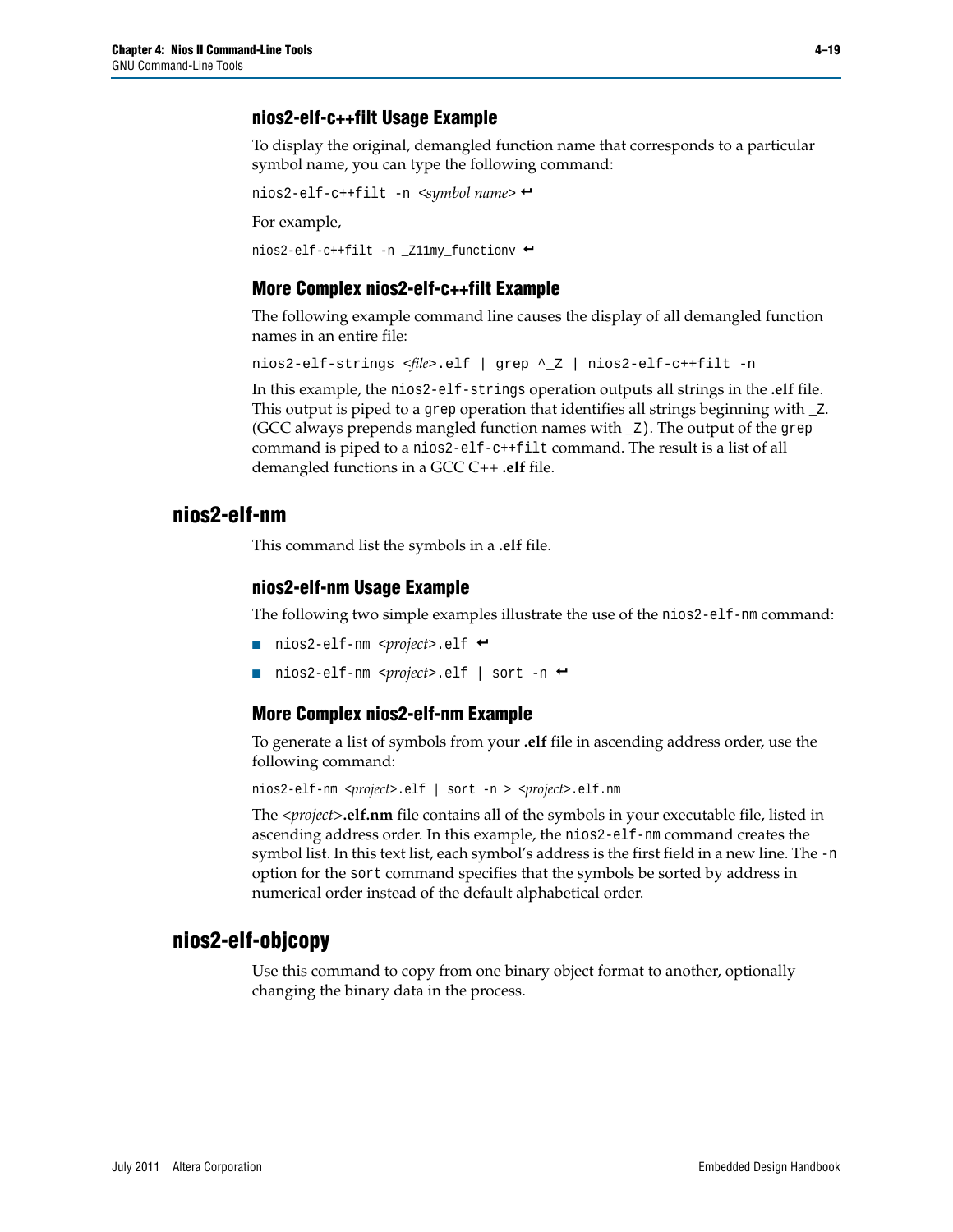### nios2-elf-c++filt Usage Example

To display the original, demangled function name that corresponds to a particular symbol name, you can type the following command:

```
nios2-elf-c++filt -n <symbol name> ↵
```

For example,

```
nios2-elf-c++filt -n _Z11my_functionv ↵
```

### More Complex nios2-elf-c++filt Example

The following example command line causes the display of all demangled function names in an entire file:

```
nios2-elf-strings <file>.elf | grep ^_Z | nios2-elf-c++filt -n
```

In this example, the `nios2-elf-strings` operation outputs all strings in the **.elf** file. This output is piped to a `grep` operation that identifies all strings beginning with `_Z`. (GCC always prepends mangled function names with `_Z`). The output of the `grep` command is piped to a `nios2-elf-c++filt` command. The result is a list of all demangled functions in a GCC C++ **.elf** file.

## nios2-elf-nm

This command list the symbols in a **.elf** file.

### nios2-elf-nm Usage Example

The following two simple examples illustrate the use of the `nios2-elf-nm` command:

- `nios2-elf-nm <project>.elf ↵`
- `nios2-elf-nm <project>.elf | sort -n ↵`

### More Complex nios2-elf-nm Example

To generate a list of symbols from your **.elf** file in ascending address order, use the following command:

```
nios2-elf-nm <project>.elf | sort -n > <project>.elf.nm
```

The *<project>*.**elf.nm** file contains all of the symbols in your executable file, listed in ascending address order. In this example, the `nios2-elf-nm` command creates the symbol list. In this text list, each symbol's address is the first field in a new line. The `-n` option for the `sort` command specifies that the symbols be sorted by address in numerical order instead of the default alphabetical order.

## nios2-elf-objcopy

Use this command to copy from one binary object format to another, optionally changing the binary data in the process.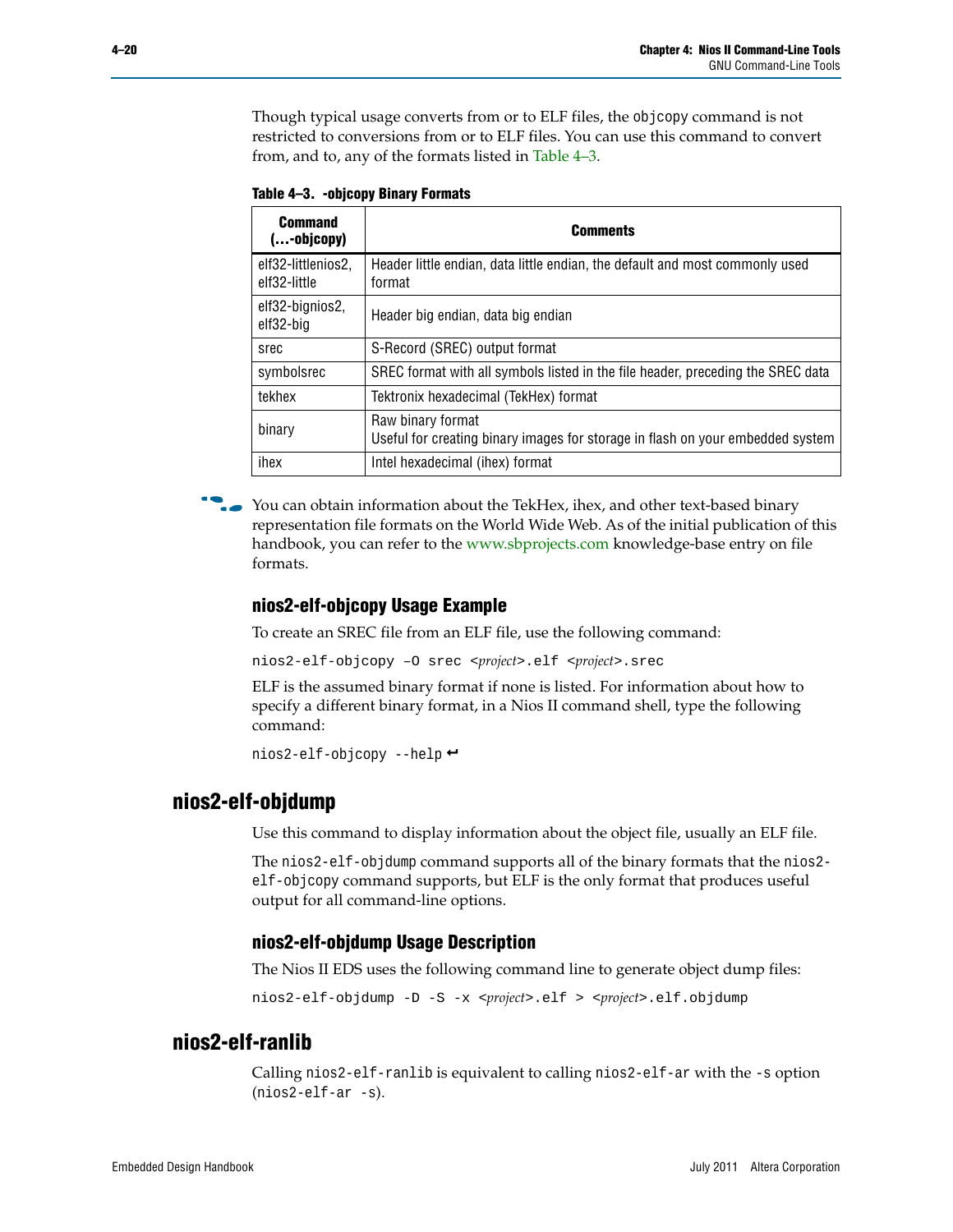Though typical usage converts from or to ELF files, the `objcopy` command is not restricted to conversions from or to ELF files. You can use this command to convert from, and to, any of the formats listed in Table 4–3.

**Table 4–3. -objcopy Binary Formats**

| Command (...-objcopy) | Comments |
|---|---|
| elf32-littlenios2, elf32-little | Header little endian, data little endian, the default and most commonly used format |
| elf32-bignios2, elf32-big | Header big endian, data big endian |
| srec | S-Record (SREC) output format |
| symbolsrec | SREC format with all symbols listed in the file header, preceding the SREC data |
| tekhex | Tektronix hexadecimal (TekHex) format |
| binary | Raw binary format<br>Useful for creating binary images for storage in flash on your embedded system |
| ihex | Intel hexadecimal (ihex) format |

You can obtain information about the TekHex, ihex, and other text-based binary representation file formats on the World Wide Web. As of the initial publication of this handbook, you can refer to the www.sbprojects.com knowledge-base entry on file formats.

### nios2-elf-objcopy Usage Example

To create an SREC file from an ELF file, use the following command:

```
nios2-elf-objcopy –O srec <project>.elf <project>.srec
```

ELF is the assumed binary format if none is listed. For information about how to specify a different binary format, in a Nios II command shell, type the following command:

```
nios2-elf-objcopy --help ↵
```

## nios2-elf-objdump

Use this command to display information about the object file, usually an ELF file.

The `nios2-elf-objdump` command supports all of the binary formats that the `nios2-elf-objcopy` command supports, but ELF is the only format that produces useful output for all command-line options.

### nios2-elf-objdump Usage Description

The Nios II EDS uses the following command line to generate object dump files:

```
nios2-elf-objdump -D -S -x <project>.elf > <project>.elf.objdump
```

## nios2-elf-ranlib

Calling `nios2-elf-ranlib` is equivalent to calling `nios2-elf-ar` with the `-s` option (`nios2-elf-ar -s`).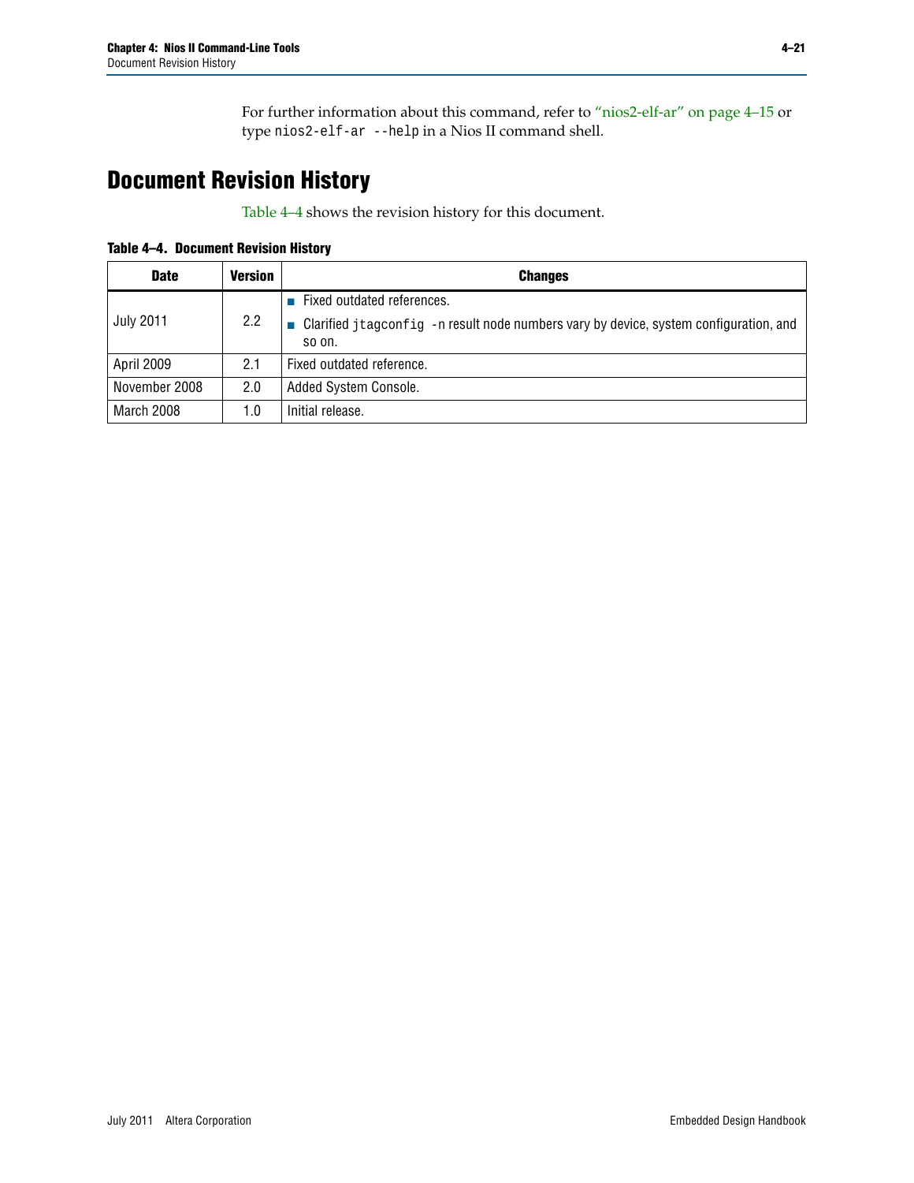For further information about this command, refer to "nios2-elf-ar" on page 4–15 or type `nios2-elf-ar --help` in a Nios II command shell.

# Document Revision History

Table 4–4 shows the revision history for this document.

**Table 4–4. Document Revision History**

| Date | Version | Changes |
|---|---|---|
| July 2011 | 2.2 | ■ Fixed outdated references.<br>■ Clarified `jtagconfig -n` result node numbers vary by device, system configuration, and so on. |
| April 2009 | 2.1 | Fixed outdated reference. |
| November 2008 | 2.0 | Added System Console. |
| March 2008 | 1.0 | Initial release. |